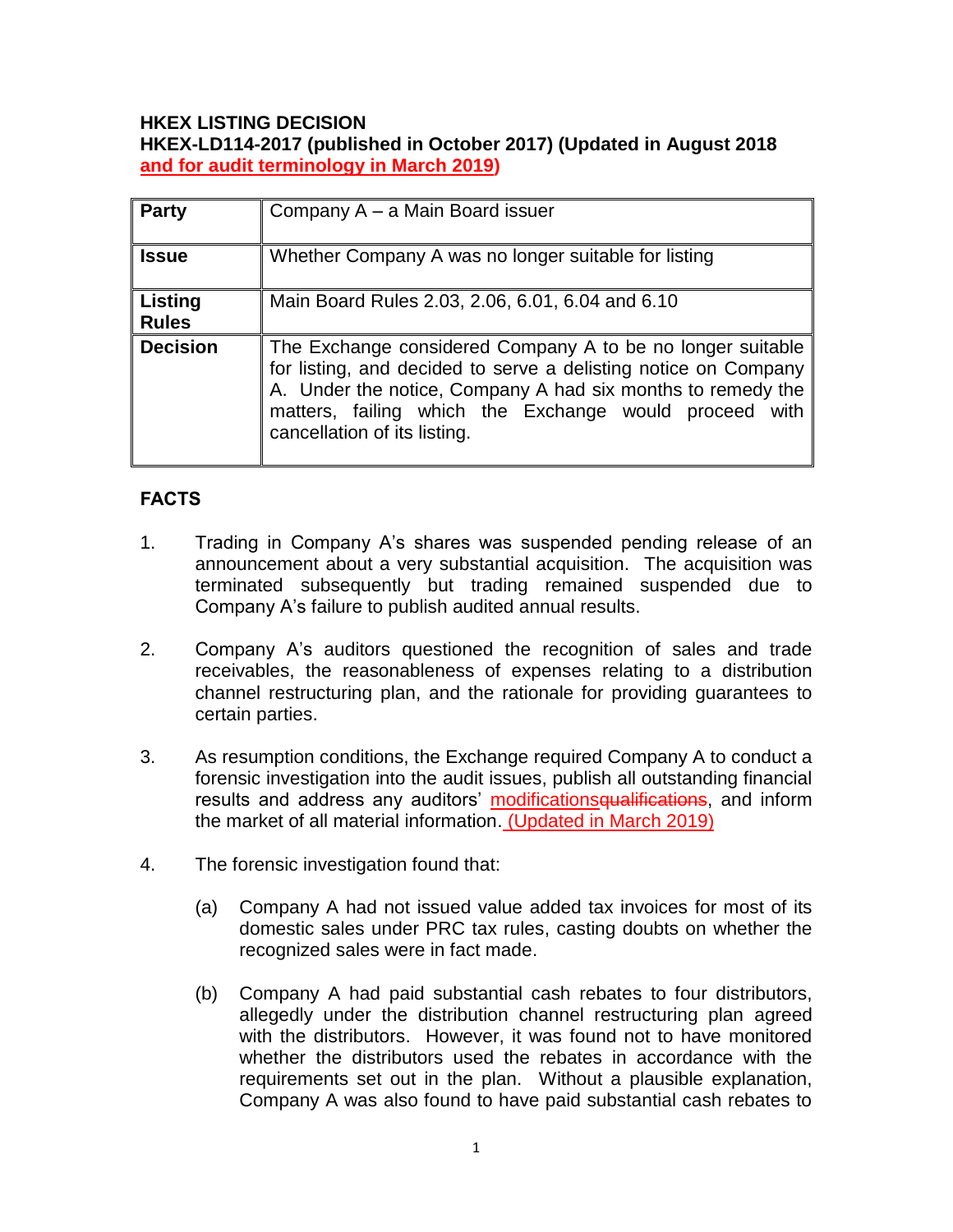**HKEX LISTING DECISION**
**HKEX-LD114-2017 (published in October 2017) (Updated in August 2018 and for audit terminology in March 2019)**

| Party | Company A – a Main Board issuer |
|---|---|
| **Issue** | Whether Company A was no longer suitable for listing |
| **Listing Rules** | Main Board Rules 2.03, 2.06, 6.01, 6.04 and 6.10 |
| **Decision** | The Exchange considered Company A to be no longer suitable for listing, and decided to serve a delisting notice on Company A. Under the notice, Company A had six months to remedy the matters, failing which the Exchange would proceed with cancellation of its listing. |

## FACTS

1. Trading in Company A's shares was suspended pending release of an announcement about a very substantial acquisition. The acquisition was terminated subsequently but trading remained suspended due to Company A's failure to publish audited annual results.

2. Company A's auditors questioned the recognition of sales and trade receivables, the reasonableness of expenses relating to a distribution channel restructuring plan, and the rationale for providing guarantees to certain parties.

3. As resumption conditions, the Exchange required Company A to conduct a forensic investigation into the audit issues, publish all outstanding financial results and address any auditors' modifications~~qualifications~~, and inform the market of all material information. (Updated in March 2019)

4. The forensic investigation found that:

   (a) Company A had not issued value added tax invoices for most of its domestic sales under PRC tax rules, casting doubts on whether the recognized sales were in fact made.

   (b) Company A had paid substantial cash rebates to four distributors, allegedly under the distribution channel restructuring plan agreed with the distributors. However, it was found not to have monitored whether the distributors used the rebates in accordance with the requirements set out in the plan. Without a plausible explanation, Company A was also found to have paid substantial cash rebates to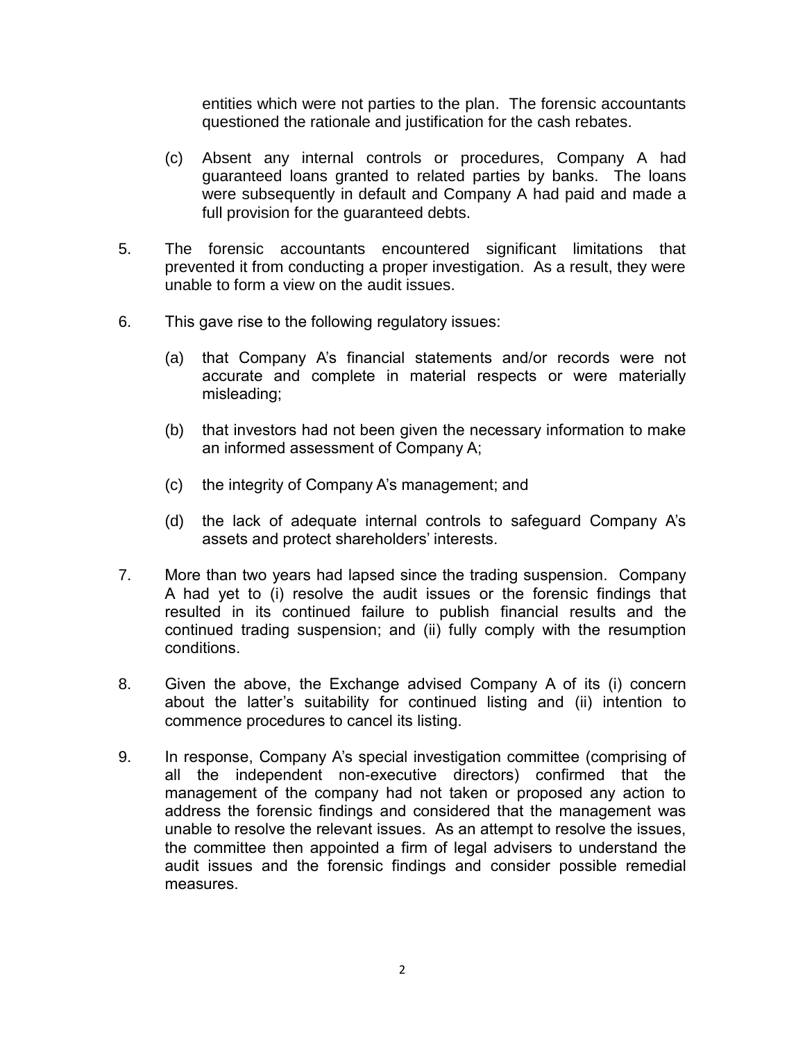entities which were not parties to the plan. The forensic accountants questioned the rationale and justification for the cash rebates.

(c) Absent any internal controls or procedures, Company A had guaranteed loans granted to related parties by banks. The loans were subsequently in default and Company A had paid and made a full provision for the guaranteed debts.

5. The forensic accountants encountered significant limitations that prevented it from conducting a proper investigation. As a result, they were unable to form a view on the audit issues.

6. This gave rise to the following regulatory issues:

   (a) that Company A's financial statements and/or records were not accurate and complete in material respects or were materially misleading;

   (b) that investors had not been given the necessary information to make an informed assessment of Company A;

   (c) the integrity of Company A's management; and

   (d) the lack of adequate internal controls to safeguard Company A's assets and protect shareholders' interests.

7. More than two years had lapsed since the trading suspension. Company A had yet to (i) resolve the audit issues or the forensic findings that resulted in its continued failure to publish financial results and the continued trading suspension; and (ii) fully comply with the resumption conditions.

8. Given the above, the Exchange advised Company A of its (i) concern about the latter's suitability for continued listing and (ii) intention to commence procedures to cancel its listing.

9. In response, Company A's special investigation committee (comprising of all the independent non-executive directors) confirmed that the management of the company had not taken or proposed any action to address the forensic findings and considered that the management was unable to resolve the relevant issues. As an attempt to resolve the issues, the committee then appointed a firm of legal advisers to understand the audit issues and the forensic findings and consider possible remedial measures.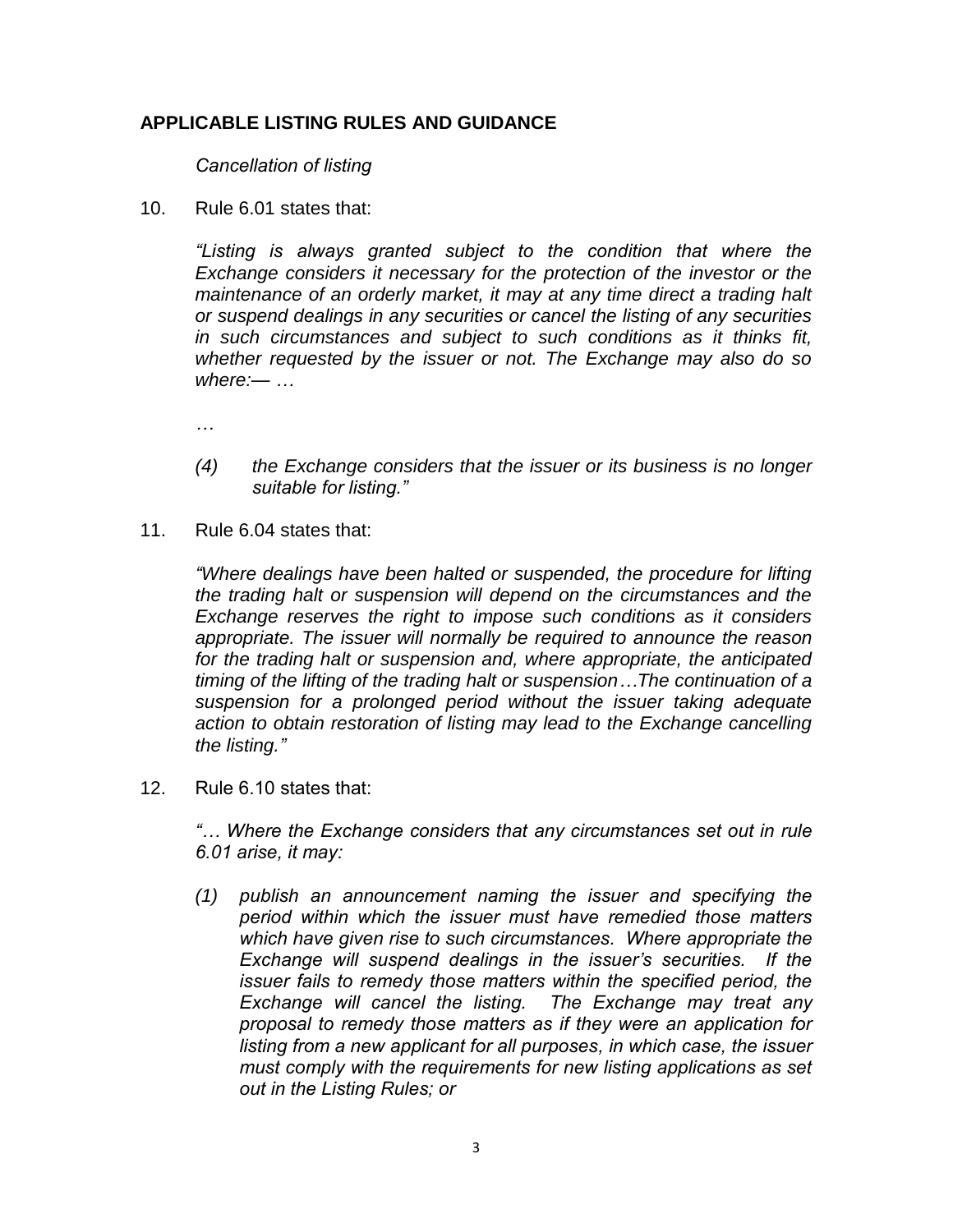**APPLICABLE LISTING RULES AND GUIDANCE**

*Cancellation of listing*

10. Rule 6.01 states that:

*"Listing is always granted subject to the condition that where the Exchange considers it necessary for the protection of the investor or the maintenance of an orderly market, it may at any time direct a trading halt or suspend dealings in any securities or cancel the listing of any securities in such circumstances and subject to such conditions as it thinks fit, whether requested by the issuer or not. The Exchange may also do so where:— …*

*…*

*(4) the Exchange considers that the issuer or its business is no longer suitable for listing."*

11. Rule 6.04 states that:

*"Where dealings have been halted or suspended, the procedure for lifting the trading halt or suspension will depend on the circumstances and the Exchange reserves the right to impose such conditions as it considers appropriate. The issuer will normally be required to announce the reason for the trading halt or suspension and, where appropriate, the anticipated timing of the lifting of the trading halt or suspension…The continuation of a suspension for a prolonged period without the issuer taking adequate action to obtain restoration of listing may lead to the Exchange cancelling the listing."*

12. Rule 6.10 states that:

*"… Where the Exchange considers that any circumstances set out in rule 6.01 arise, it may:*

*(1) publish an announcement naming the issuer and specifying the period within which the issuer must have remedied those matters which have given rise to such circumstances. Where appropriate the Exchange will suspend dealings in the issuer's securities. If the issuer fails to remedy those matters within the specified period, the Exchange will cancel the listing. The Exchange may treat any proposal to remedy those matters as if they were an application for listing from a new applicant for all purposes, in which case, the issuer must comply with the requirements for new listing applications as set out in the Listing Rules; or*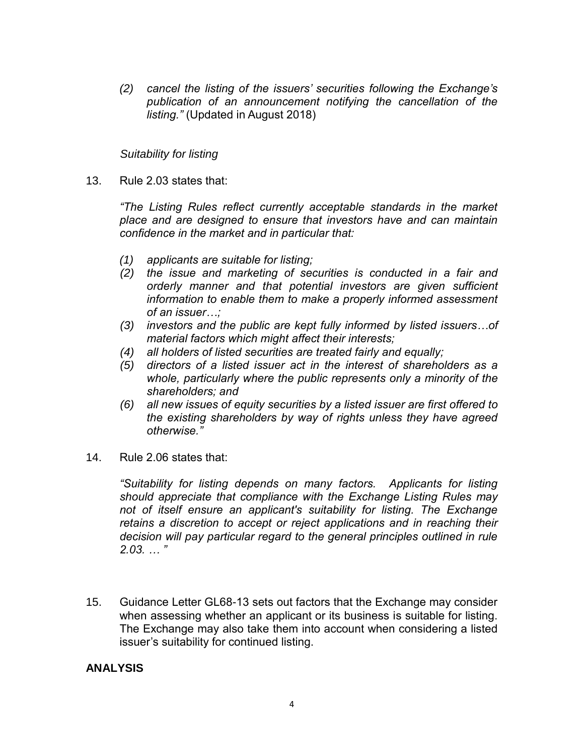*(2) cancel the listing of the issuers' securities following the Exchange's publication of an announcement notifying the cancellation of the listing."* (Updated in August 2018)

*Suitability for listing*

13. Rule 2.03 states that:

*"The Listing Rules reflect currently acceptable standards in the market place and are designed to ensure that investors have and can maintain confidence in the market and in particular that:*

*(1) applicants are suitable for listing;*
*(2) the issue and marketing of securities is conducted in a fair and orderly manner and that potential investors are given sufficient information to enable them to make a properly informed assessment of an issuer…;*
*(3) investors and the public are kept fully informed by listed issuers…of material factors which might affect their interests;*
*(4) all holders of listed securities are treated fairly and equally;*
*(5) directors of a listed issuer act in the interest of shareholders as a whole, particularly where the public represents only a minority of the shareholders; and*
*(6) all new issues of equity securities by a listed issuer are first offered to the existing shareholders by way of rights unless they have agreed otherwise."*

14. Rule 2.06 states that:

*"Suitability for listing depends on many factors. Applicants for listing should appreciate that compliance with the Exchange Listing Rules may not of itself ensure an applicant's suitability for listing. The Exchange retains a discretion to accept or reject applications and in reaching their decision will pay particular regard to the general principles outlined in rule 2.03. … "*

15. Guidance Letter GL68-13 sets out factors that the Exchange may consider when assessing whether an applicant or its business is suitable for listing. The Exchange may also take them into account when considering a listed issuer's suitability for continued listing.

## ANALYSIS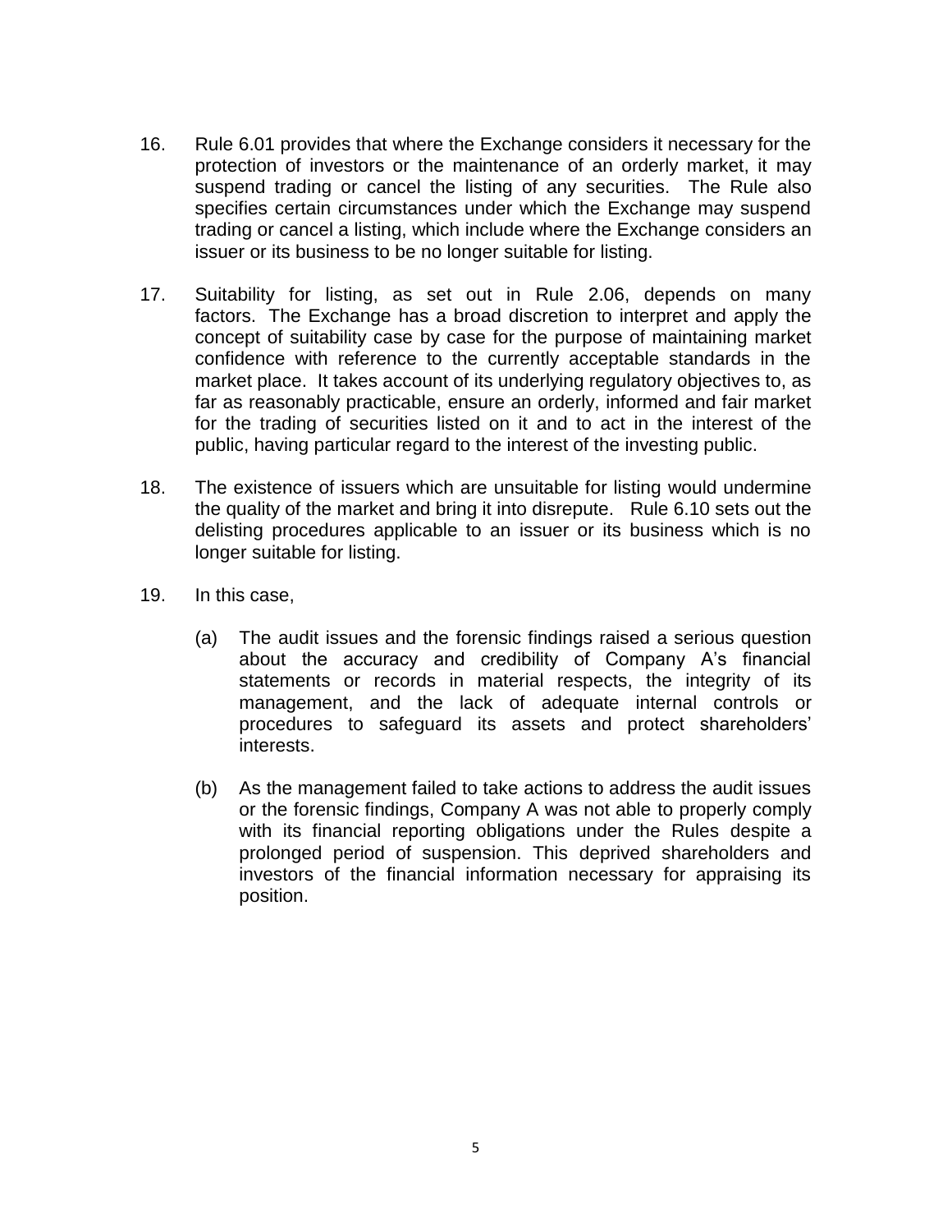16. Rule 6.01 provides that where the Exchange considers it necessary for the protection of investors or the maintenance of an orderly market, it may suspend trading or cancel the listing of any securities. The Rule also specifies certain circumstances under which the Exchange may suspend trading or cancel a listing, which include where the Exchange considers an issuer or its business to be no longer suitable for listing.

17. Suitability for listing, as set out in Rule 2.06, depends on many factors. The Exchange has a broad discretion to interpret and apply the concept of suitability case by case for the purpose of maintaining market confidence with reference to the currently acceptable standards in the market place. It takes account of its underlying regulatory objectives to, as far as reasonably practicable, ensure an orderly, informed and fair market for the trading of securities listed on it and to act in the interest of the public, having particular regard to the interest of the investing public.

18. The existence of issuers which are unsuitable for listing would undermine the quality of the market and bring it into disrepute. Rule 6.10 sets out the delisting procedures applicable to an issuer or its business which is no longer suitable for listing.

19. In this case,

    (a) The audit issues and the forensic findings raised a serious question about the accuracy and credibility of Company A's financial statements or records in material respects, the integrity of its management, and the lack of adequate internal controls or procedures to safeguard its assets and protect shareholders' interests.

    (b) As the management failed to take actions to address the audit issues or the forensic findings, Company A was not able to properly comply with its financial reporting obligations under the Rules despite a prolonged period of suspension. This deprived shareholders and investors of the financial information necessary for appraising its position.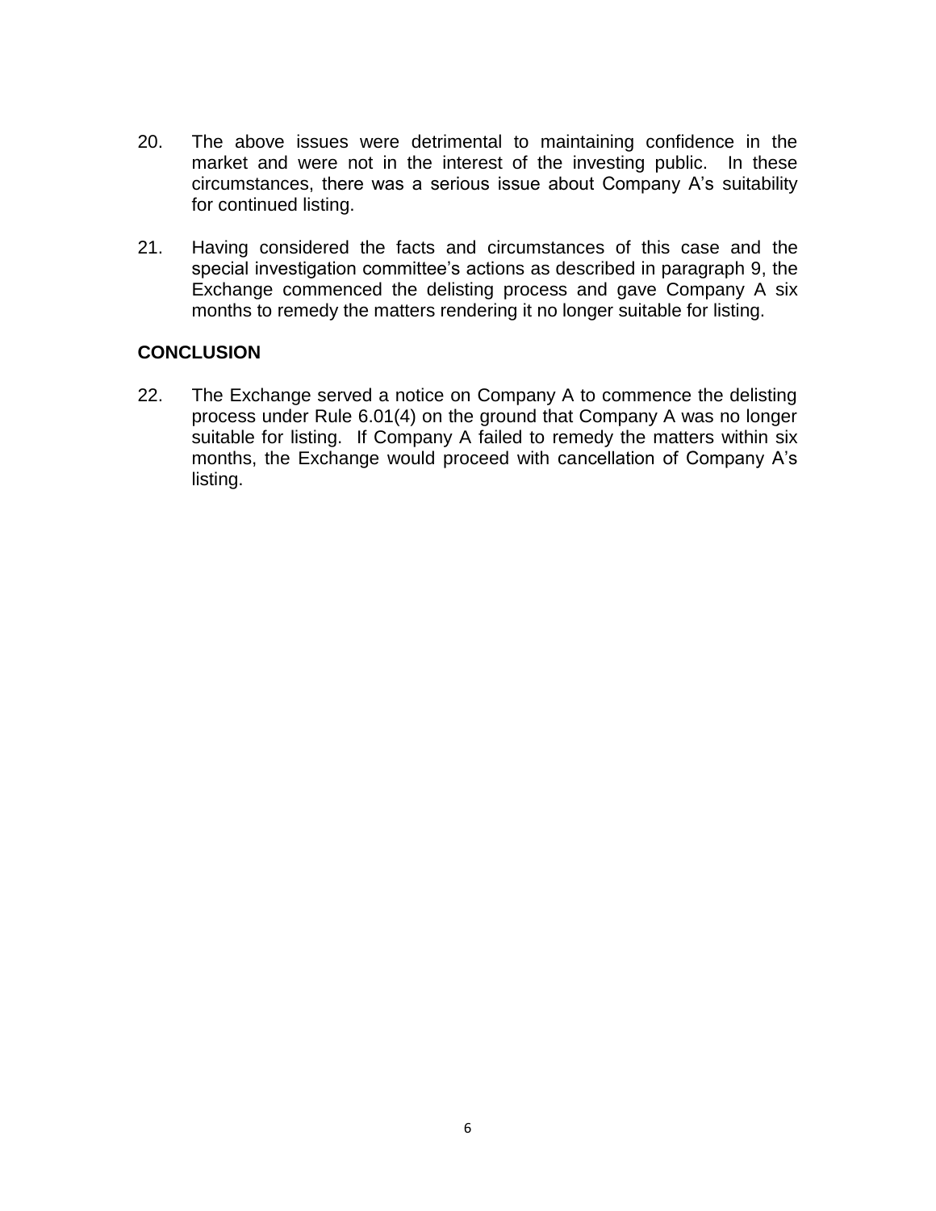20. The above issues were detrimental to maintaining confidence in the market and were not in the interest of the investing public. In these circumstances, there was a serious issue about Company A's suitability for continued listing.

21. Having considered the facts and circumstances of this case and the special investigation committee's actions as described in paragraph 9, the Exchange commenced the delisting process and gave Company A six months to remedy the matters rendering it no longer suitable for listing.

## CONCLUSION

22. The Exchange served a notice on Company A to commence the delisting process under Rule 6.01(4) on the ground that Company A was no longer suitable for listing. If Company A failed to remedy the matters within six months, the Exchange would proceed with cancellation of Company A's listing.